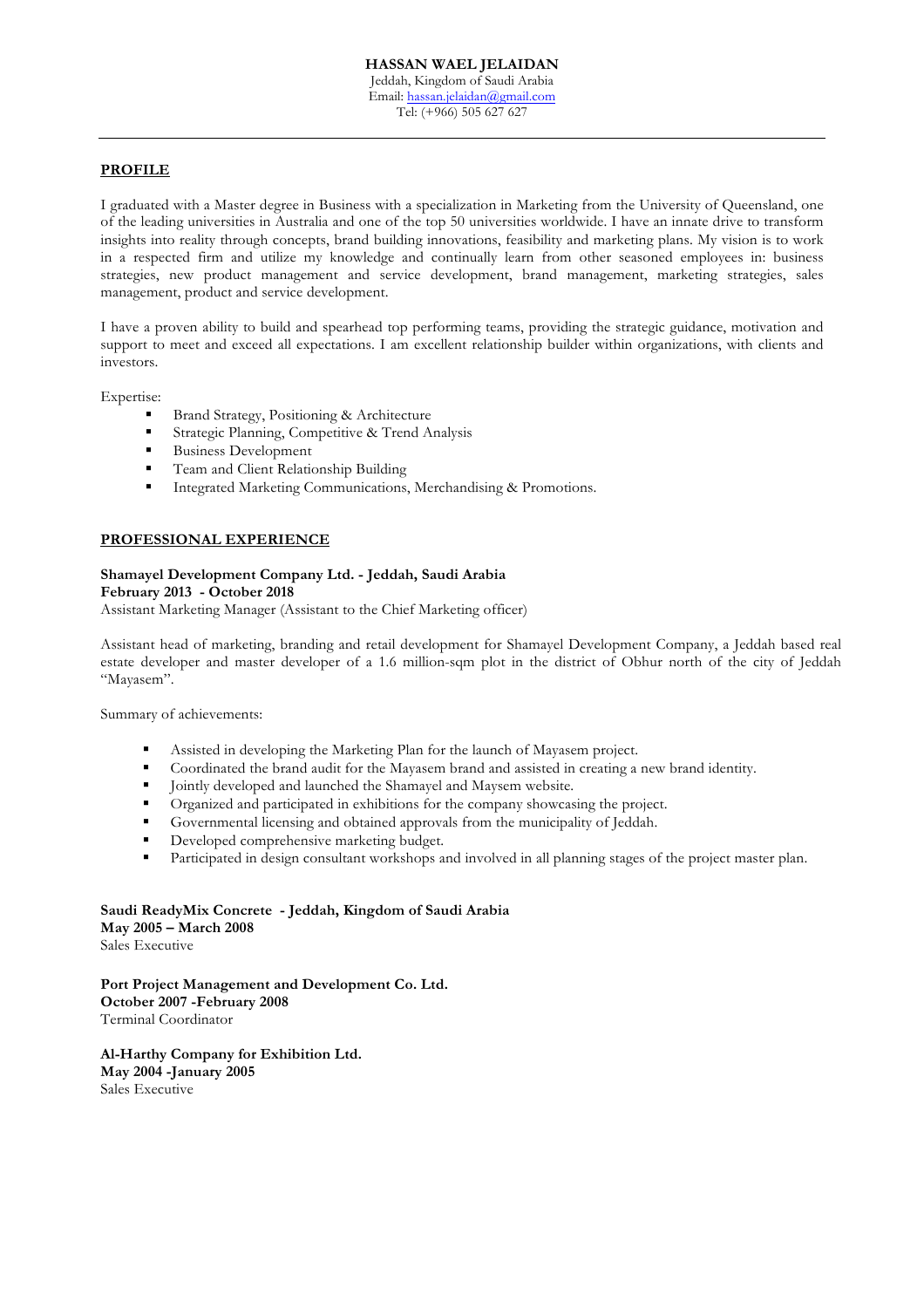# HASSAN WAEL JELAIDAN

Jeddah, Kingdom of Saudi Arabia
Email: hassan.jelaidan@gmail.com
Tel: (+966) 505 627 627

---

## PROFILE

I graduated with a Master degree in Business with a specialization in Marketing from the University of Queensland, one of the leading universities in Australia and one of the top 50 universities worldwide. I have an innate drive to transform insights into reality through concepts, brand building innovations, feasibility and marketing plans. My vision is to work in a respected firm and utilize my knowledge and continually learn from other seasoned employees in: business strategies, new product management and service development, brand management, marketing strategies, sales management, product and service development.

I have a proven ability to build and spearhead top performing teams, providing the strategic guidance, motivation and support to meet and exceed all expectations. I am excellent relationship builder within organizations, with clients and investors.

Expertise:

- Brand Strategy, Positioning & Architecture
- Strategic Planning, Competitive & Trend Analysis
- Business Development
- Team and Client Relationship Building
- Integrated Marketing Communications, Merchandising & Promotions.

## PROFESSIONAL EXPERIENCE

**Shamayel Development Company Ltd. - Jeddah, Saudi Arabia**
**February 2013 - October 2018**
Assistant Marketing Manager (Assistant to the Chief Marketing officer)

Assistant head of marketing, branding and retail development for Shamayel Development Company, a Jeddah based real estate developer and master developer of a 1.6 million-sqm plot in the district of Obhur north of the city of Jeddah "Mayasem".

Summary of achievements:

- Assisted in developing the Marketing Plan for the launch of Mayasem project.
- Coordinated the brand audit for the Mayasem brand and assisted in creating a new brand identity.
- Jointly developed and launched the Shamayel and Maysem website.
- Organized and participated in exhibitions for the company showcasing the project.
- Governmental licensing and obtained approvals from the municipality of Jeddah.
- Developed comprehensive marketing budget.
- Participated in design consultant workshops and involved in all planning stages of the project master plan.

**Saudi ReadyMix Concrete - Jeddah, Kingdom of Saudi Arabia**
**May 2005 – March 2008**
Sales Executive

**Port Project Management and Development Co. Ltd.**
**October 2007 -February 2008**
Terminal Coordinator

**Al-Harthy Company for Exhibition Ltd.**
**May 2004 -January 2005**
Sales Executive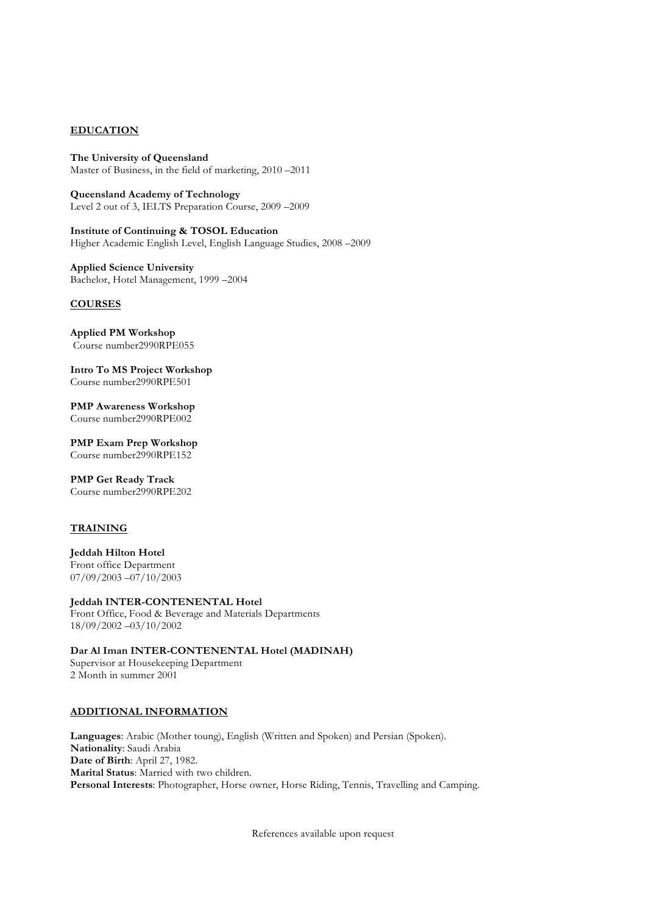## EDUCATION

**The University of Queensland**
Master of Business, in the field of marketing, 2010 –2011

**Queensland Academy of Technology**
Level 2 out of 3, IELTS Preparation Course, 2009 –2009

**Institute of Continuing & TOSOL Education**
Higher Academic English Level, English Language Studies, 2008 –2009

**Applied Science University**
Bachelor, Hotel Management, 1999 –2004

## COURSES

**Applied PM Workshop**
Course number2990RPE055

**Intro To MS Project Workshop**
Course number2990RPE501

**PMP Awareness Workshop**
Course number2990RPE002

**PMP Exam Prep Workshop**
Course number2990RPE152

**PMP Get Ready Track**
Course number2990RPE202

## TRAINING

**Jeddah Hilton Hotel**
Front office Department
07/09/2003 –07/10/2003

**Jeddah INTER-CONTENENTAL Hotel**
Front Office, Food & Beverage and Materials Departments
18/09/2002 –03/10/2002

**Dar Al Iman INTER-CONTENENTAL Hotel (MADINAH)**
Supervisor at Housekeeping Department
2 Month in summer 2001

## ADDITIONAL INFORMATION

**Languages**: Arabic (Mother toung), English (Written and Spoken) and Persian (Spoken).
**Nationality**: Saudi Arabia
**Date of Birth**: April 27, 1982.
**Marital Status**: Married with two children.
**Personal Interests**: Photographer, Horse owner, Horse Riding, Tennis, Travelling and Camping.

References available upon request